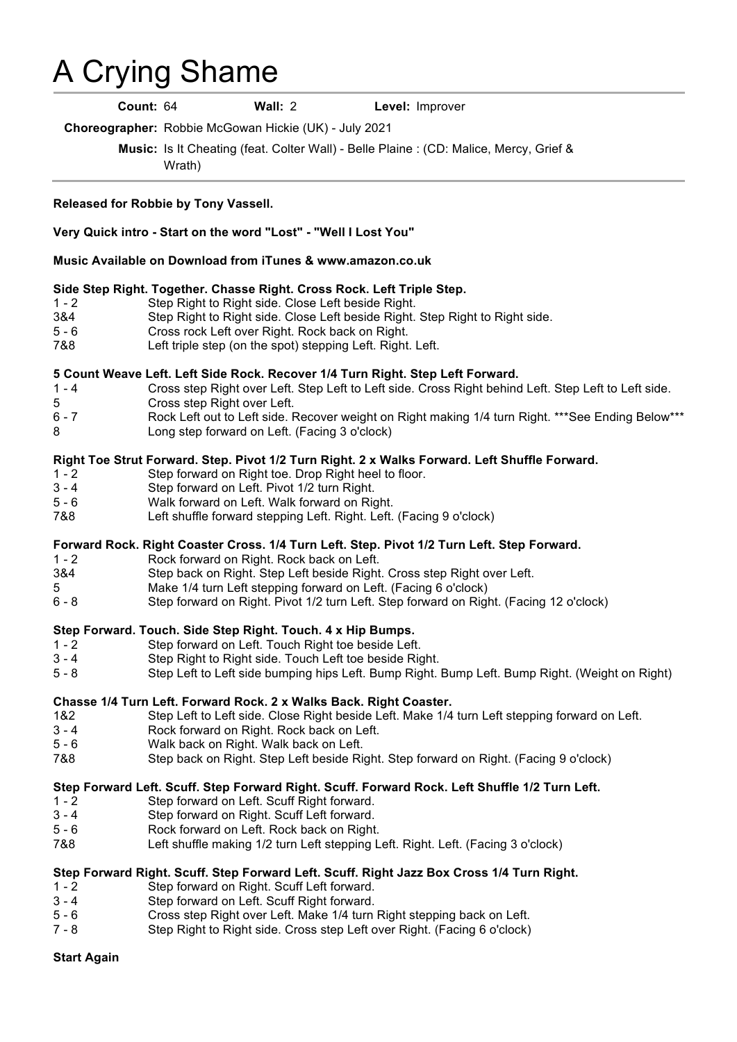# A Crying Shame

**Count:** 64 **Wall:** 2 **Level:** Improver

**Choreographer:** Robbie McGowan Hickie (UK) - July 2021

**Music:** Is It Cheating (feat. Colter Wall) - Belle Plaine : (CD: Malice, Mercy, Grief & Wrath)

---

**Released for Robbie by Tony Vassell.**

**Very Quick intro - Start on the word "Lost" - "Well I Lost You"**

**Music Available on Download from iTunes & www.amazon.co.uk**

**Side Step Right. Together. Chasse Right. Cross Rock. Left Triple Step.**

| | |
|---|---|
| 1 - 2 | Step Right to Right side. Close Left beside Right. |
| 3&4 | Step Right to Right side. Close Left beside Right. Step Right to Right side. |
| 5 - 6 | Cross rock Left over Right. Rock back on Right. |
| 7&8 | Left triple step (on the spot) stepping Left. Right. Left. |

**5 Count Weave Left. Left Side Rock. Recover 1/4 Turn Right. Step Left Forward.**

| | |
|---|---|
| 1 - 4 | Cross step Right over Left. Step Left to Left side. Cross Right behind Left. Step Left to Left side. |
| 5 | Cross step Right over Left. |
| 6 - 7 | Rock Left out to Left side. Recover weight on Right making 1/4 turn Right. ***See Ending Below*** |
| 8 | Long step forward on Left. (Facing 3 o'clock) |

**Right Toe Strut Forward. Step. Pivot 1/2 Turn Right. 2 x Walks Forward. Left Shuffle Forward.**

| | |
|---|---|
| 1 - 2 | Step forward on Right toe. Drop Right heel to floor. |
| 3 - 4 | Step forward on Left. Pivot 1/2 turn Right. |
| 5 - 6 | Walk forward on Left. Walk forward on Right. |
| 7&8 | Left shuffle forward stepping Left. Right. Left. (Facing 9 o'clock) |

**Forward Rock. Right Coaster Cross. 1/4 Turn Left. Step. Pivot 1/2 Turn Left. Step Forward.**

| | |
|---|---|
| 1 - 2 | Rock forward on Right. Rock back on Left. |
| 3&4 | Step back on Right. Step Left beside Right. Cross step Right over Left. |
| 5 | Make 1/4 turn Left stepping forward on Left. (Facing 6 o'clock) |
| 6 - 8 | Step forward on Right. Pivot 1/2 turn Left. Step forward on Right. (Facing 12 o'clock) |

**Step Forward. Touch. Side Step Right. Touch. 4 x Hip Bumps.**

| | |
|---|---|
| 1 - 2 | Step forward on Left. Touch Right toe beside Left. |
| 3 - 4 | Step Right to Right side. Touch Left toe beside Right. |
| 5 - 8 | Step Left to Left side bumping hips Left. Bump Right. Bump Left. Bump Right. (Weight on Right) |

**Chasse 1/4 Turn Left. Forward Rock. 2 x Walks Back. Right Coaster.**

| | |
|---|---|
| 1&2 | Step Left to Left side. Close Right beside Left. Make 1/4 turn Left stepping forward on Left. |
| 3 - 4 | Rock forward on Right. Rock back on Left. |
| 5 - 6 | Walk back on Right. Walk back on Left. |
| 7&8 | Step back on Right. Step Left beside Right. Step forward on Right. (Facing 9 o'clock) |

**Step Forward Left. Scuff. Step Forward Right. Scuff. Forward Rock. Left Shuffle 1/2 Turn Left.**

| | |
|---|---|
| 1 - 2 | Step forward on Left. Scuff Right forward. |
| 3 - 4 | Step forward on Right. Scuff Left forward. |
| 5 - 6 | Rock forward on Left. Rock back on Right. |
| 7&8 | Left shuffle making 1/2 turn Left stepping Left. Right. Left. (Facing 3 o'clock) |

**Step Forward Right. Scuff. Step Forward Left. Scuff. Right Jazz Box Cross 1/4 Turn Right.**

| | |
|---|---|
| 1 - 2 | Step forward on Right. Scuff Left forward. |
| 3 - 4 | Step forward on Left. Scuff Right forward. |
| 5 - 6 | Cross step Right over Left. Make 1/4 turn Right stepping back on Left. |
| 7 - 8 | Step Right to Right side. Cross step Left over Right. (Facing 6 o'clock) |

**Start Again**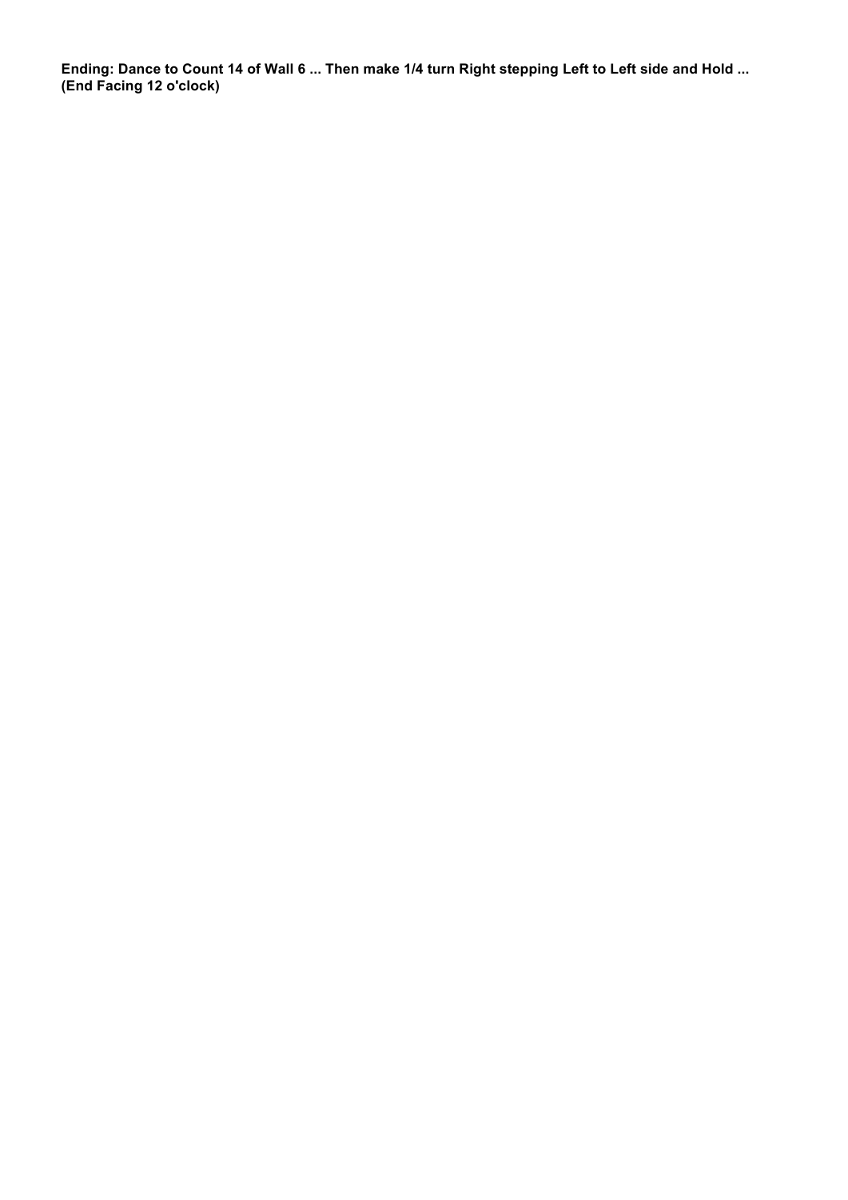**Ending: Dance to Count 14 of Wall 6 ... Then make 1/4 turn Right stepping Left to Left side and Hold ... (End Facing 12 o'clock)**